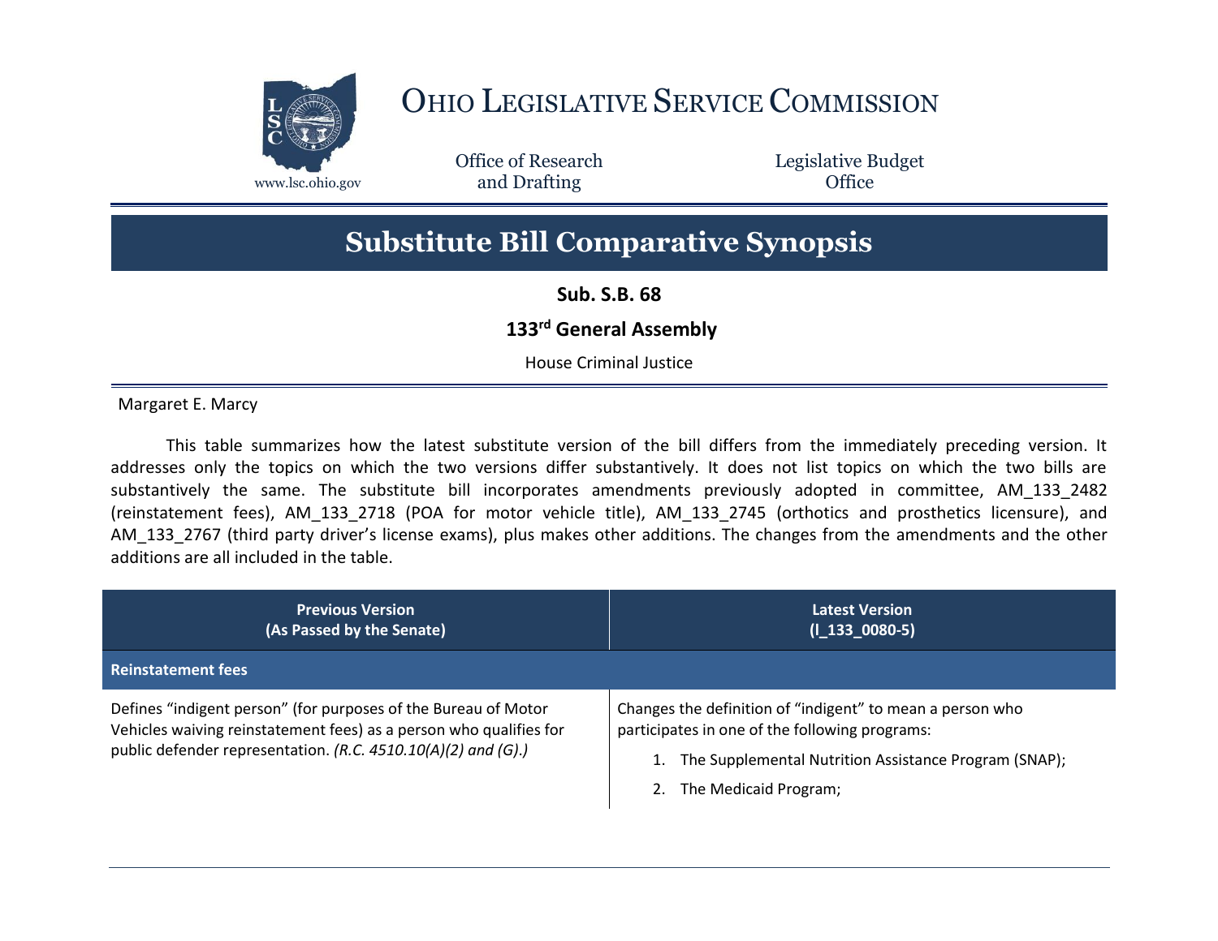# OHIO LEGISLATIVE SERVICE COMMISSION

www.lsc.ohio.gov

Office of Research and Drafting

Legislative Budget Office

## Substitute Bill Comparative Synopsis

**Sub. S.B. 68**

**133rd General Assembly**

House Criminal Justice

Margaret E. Marcy

This table summarizes how the latest substitute version of the bill differs from the immediately preceding version. It addresses only the topics on which the two versions differ substantively. It does not list topics on which the two bills are substantively the same. The substitute bill incorporates amendments previously adopted in committee, AM_133_2482 (reinstatement fees), AM_133_2718 (POA for motor vehicle title), AM_133_2745 (orthotics and prosthetics licensure), and AM_133_2767 (third party driver's license exams), plus makes other additions. The changes from the amendments and the other additions are all included in the table.

| **Previous Version (As Passed by the Senate)** | **Latest Version (l_133_0080-5)** |
|---|---|
| **Reinstatement fees** | |
| Defines "indigent person" (for purposes of the Bureau of Motor Vehicles waiving reinstatement fees) as a person who qualifies for public defender representation. *(R.C. 4510.10(A)(2) and (G).)* | Changes the definition of "indigent" to mean a person who participates in one of the following programs:<br>1. The Supplemental Nutrition Assistance Program (SNAP);<br>2. The Medicaid Program; |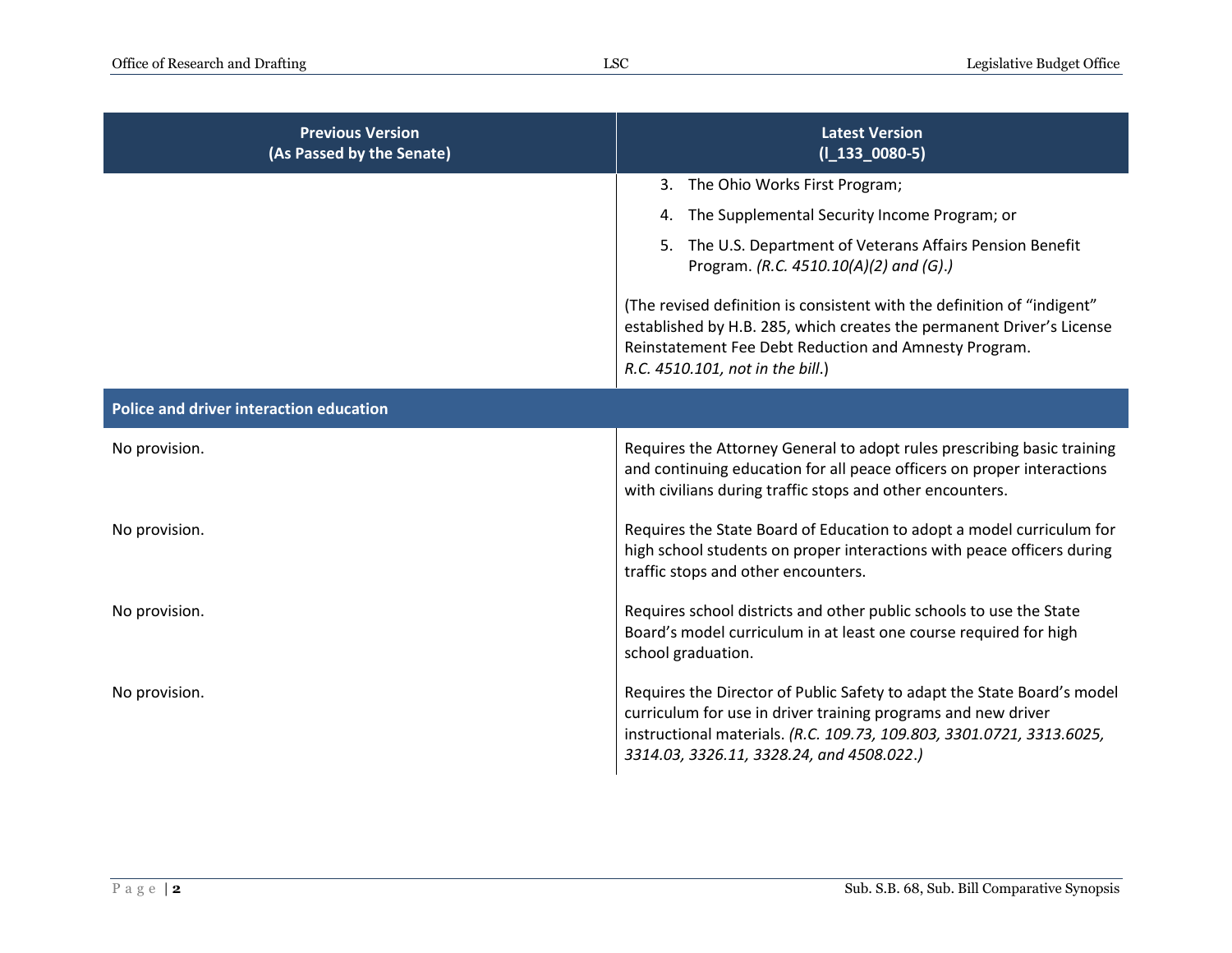| Previous Version (As Passed by the Senate) | Latest Version (l_133_0080-5) |
|---|---|
| | 3. The Ohio Works First Program;<br>4. The Supplemental Security Income Program; or<br>5. The U.S. Department of Veterans Affairs Pension Benefit Program. *(R.C. 4510.10(A)(2) and (G).)*<br><br>(The revised definition is consistent with the definition of "indigent" established by H.B. 285, which creates the permanent Driver's License Reinstatement Fee Debt Reduction and Amnesty Program. *R.C. 4510.101, not in the bill*.) |
| **Police and driver interaction education** | |
| No provision. | Requires the Attorney General to adopt rules prescribing basic training and continuing education for all peace officers on proper interactions with civilians during traffic stops and other encounters. |
| No provision. | Requires the State Board of Education to adopt a model curriculum for high school students on proper interactions with peace officers during traffic stops and other encounters. |
| No provision. | Requires school districts and other public schools to use the State Board's model curriculum in at least one course required for high school graduation. |
| No provision. | Requires the Director of Public Safety to adapt the State Board's model curriculum for use in driver training programs and new driver instructional materials. *(R.C. 109.73, 109.803, 3301.0721, 3313.6025, 3314.03, 3326.11, 3328.24, and 4508.022.)* |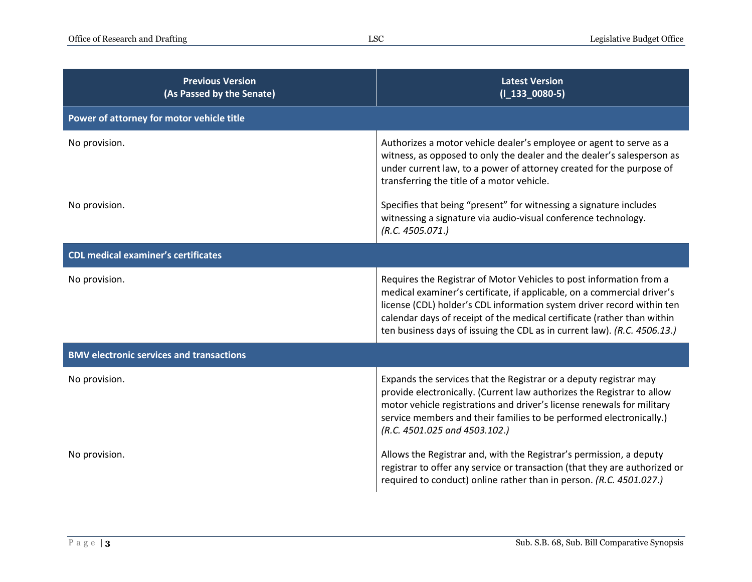| Previous Version (As Passed by the Senate) | Latest Version (l_133_0080-5) |
|---|---|
| **Power of attorney for motor vehicle title** | |
| No provision. | Authorizes a motor vehicle dealer's employee or agent to serve as a witness, as opposed to only the dealer and the dealer's salesperson as under current law, to a power of attorney created for the purpose of transferring the title of a motor vehicle. |
| No provision. | Specifies that being "present" for witnessing a signature includes witnessing a signature via audio-visual conference technology. *(R.C. 4505.071.)* |
| **CDL medical examiner's certificates** | |
| No provision. | Requires the Registrar of Motor Vehicles to post information from a medical examiner's certificate, if applicable, on a commercial driver's license (CDL) holder's CDL information system driver record within ten calendar days of receipt of the medical certificate (rather than within ten business days of issuing the CDL as in current law). *(R.C. 4506.13.)* |
| **BMV electronic services and transactions** | |
| No provision. | Expands the services that the Registrar or a deputy registrar may provide electronically. (Current law authorizes the Registrar to allow motor vehicle registrations and driver's license renewals for military service members and their families to be performed electronically.) *(R.C. 4501.025 and 4503.102.)* |
| No provision. | Allows the Registrar and, with the Registrar's permission, a deputy registrar to offer any service or transaction (that they are authorized or required to conduct) online rather than in person. *(R.C. 4501.027.)* |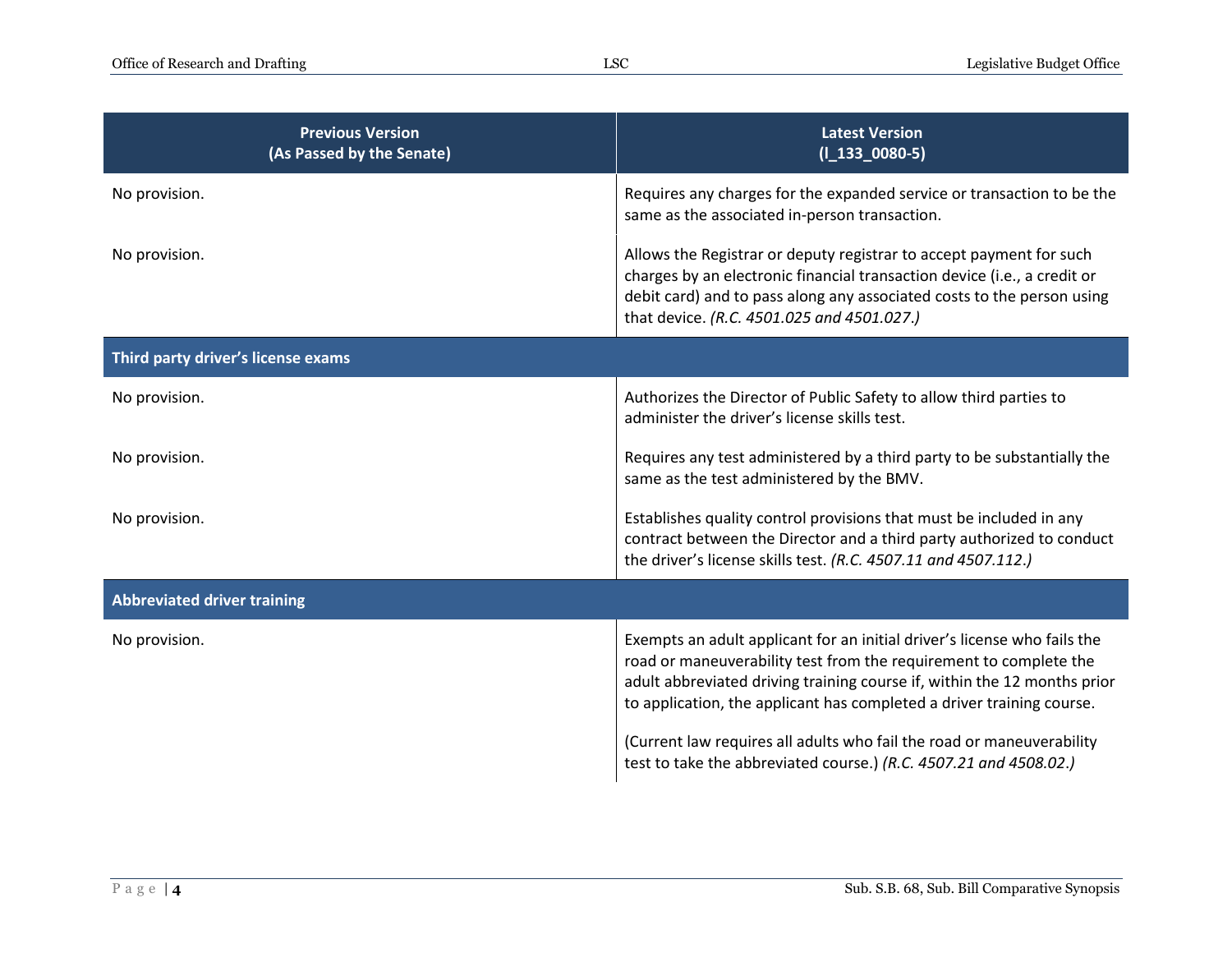| Previous Version (As Passed by the Senate) | Latest Version (l_133_0080-5) |
|---|---|
| No provision. | Requires any charges for the expanded service or transaction to be the same as the associated in-person transaction. |
| No provision. | Allows the Registrar or deputy registrar to accept payment for such charges by an electronic financial transaction device (i.e., a credit or debit card) and to pass along any associated costs to the person using that device. *(R.C. 4501.025 and 4501.027.)* |
| **Third party driver's license exams** | |
| No provision. | Authorizes the Director of Public Safety to allow third parties to administer the driver's license skills test. |
| No provision. | Requires any test administered by a third party to be substantially the same as the test administered by the BMV. |
| No provision. | Establishes quality control provisions that must be included in any contract between the Director and a third party authorized to conduct the driver's license skills test. *(R.C. 4507.11 and 4507.112.)* |
| **Abbreviated driver training** | |
| No provision. | Exempts an adult applicant for an initial driver's license who fails the road or maneuverability test from the requirement to complete the adult abbreviated driving training course if, within the 12 months prior to application, the applicant has completed a driver training course.<br><br>(Current law requires all adults who fail the road or maneuverability test to take the abbreviated course.) *(R.C. 4507.21 and 4508.02.)* |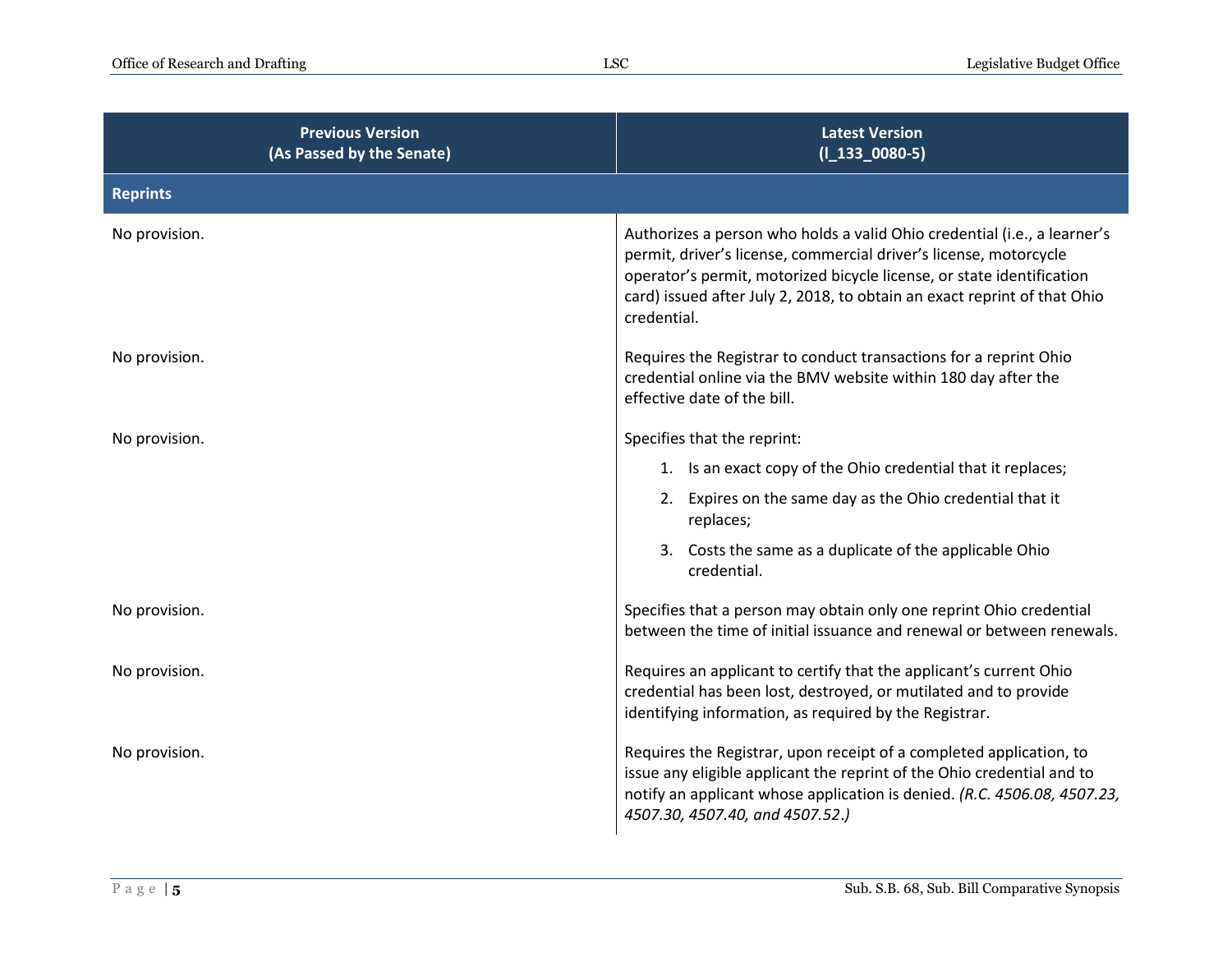| Previous Version (As Passed by the Senate) | Latest Version (l_133_0080-5) |
|---|---|
| **Reprints** | |
| No provision. | Authorizes a person who holds a valid Ohio credential (i.e., a learner's permit, driver's license, commercial driver's license, motorcycle operator's permit, motorized bicycle license, or state identification card) issued after July 2, 2018, to obtain an exact reprint of that Ohio credential. |
| No provision. | Requires the Registrar to conduct transactions for a reprint Ohio credential online via the BMV website within 180 day after the effective date of the bill. |
| No provision. | Specifies that the reprint:<br>1. Is an exact copy of the Ohio credential that it replaces;<br>2. Expires on the same day as the Ohio credential that it replaces;<br>3. Costs the same as a duplicate of the applicable Ohio credential. |
| No provision. | Specifies that a person may obtain only one reprint Ohio credential between the time of initial issuance and renewal or between renewals. |
| No provision. | Requires an applicant to certify that the applicant's current Ohio credential has been lost, destroyed, or mutilated and to provide identifying information, as required by the Registrar. |
| No provision. | Requires the Registrar, upon receipt of a completed application, to issue any eligible applicant the reprint of the Ohio credential and to notify an applicant whose application is denied. *(R.C. 4506.08, 4507.23, 4507.30, 4507.40, and 4507.52.)* |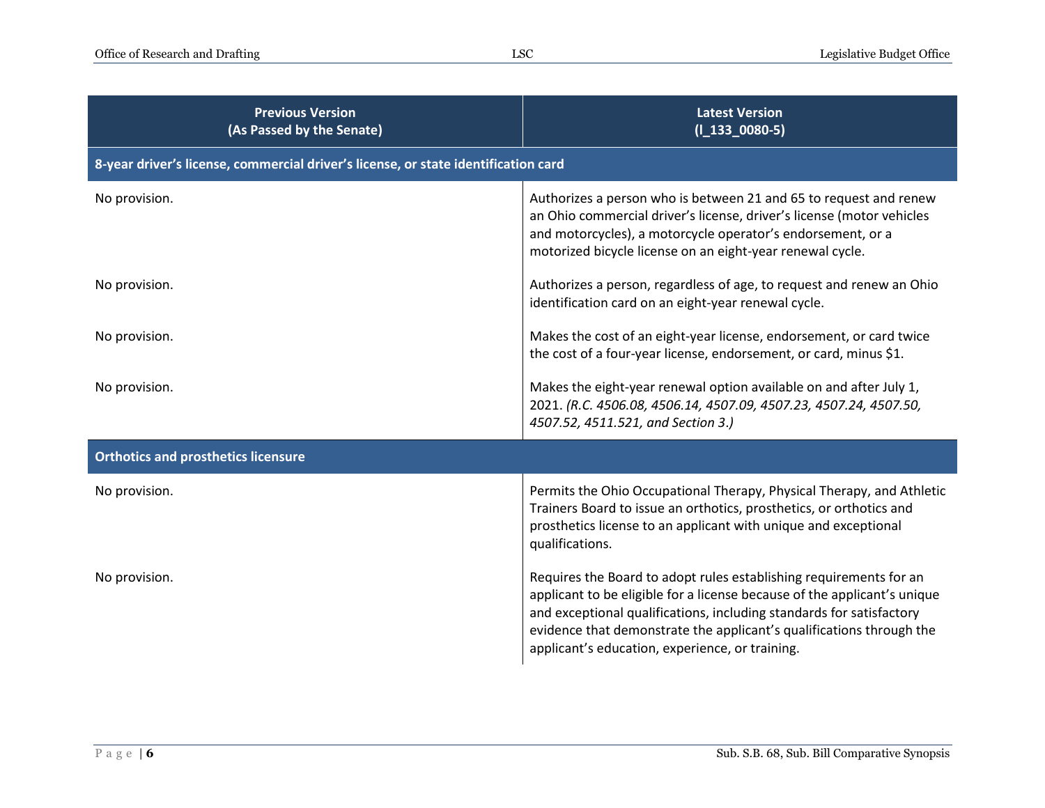| Previous Version (As Passed by the Senate) | Latest Version (l_133_0080-5) |
|---|---|
| **8-year driver's license, commercial driver's license, or state identification card** | |
| No provision. | Authorizes a person who is between 21 and 65 to request and renew an Ohio commercial driver's license, driver's license (motor vehicles and motorcycles), a motorcycle operator's endorsement, or a motorized bicycle license on an eight-year renewal cycle. |
| No provision. | Authorizes a person, regardless of age, to request and renew an Ohio identification card on an eight-year renewal cycle. |
| No provision. | Makes the cost of an eight-year license, endorsement, or card twice the cost of a four-year license, endorsement, or card, minus $1. |
| No provision. | Makes the eight-year renewal option available on and after July 1, 2021. *(R.C. 4506.08, 4506.14, 4507.09, 4507.23, 4507.24, 4507.50, 4507.52, 4511.521, and Section 3.)* |
| **Orthotics and prosthetics licensure** | |
| No provision. | Permits the Ohio Occupational Therapy, Physical Therapy, and Athletic Trainers Board to issue an orthotics, prosthetics, or orthotics and prosthetics license to an applicant with unique and exceptional qualifications. |
| No provision. | Requires the Board to adopt rules establishing requirements for an applicant to be eligible for a license because of the applicant's unique and exceptional qualifications, including standards for satisfactory evidence that demonstrate the applicant's qualifications through the applicant's education, experience, or training. |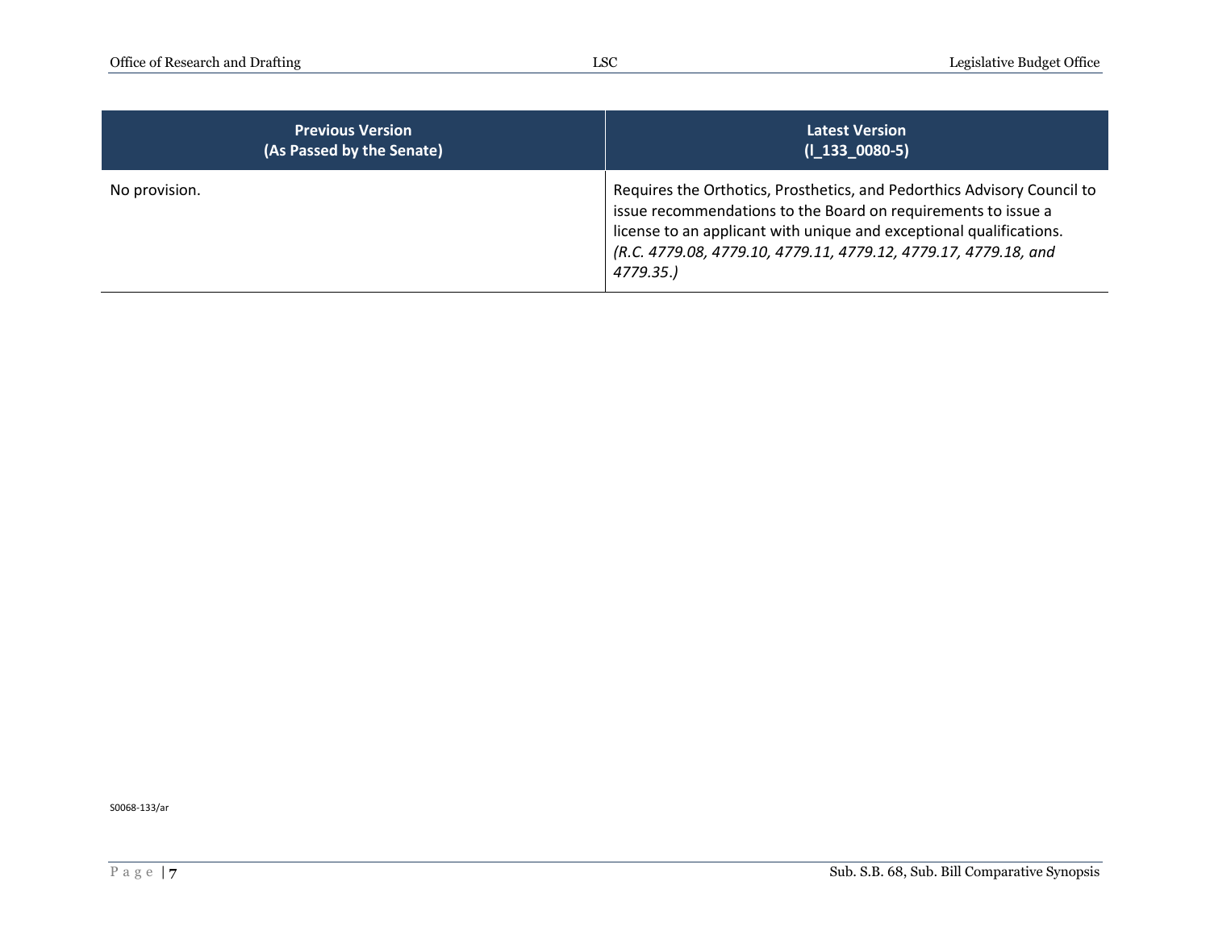| Previous Version (As Passed by the Senate) | Latest Version (l_133_0080-5) |
|---|---|
| No provision. | Requires the Orthotics, Prosthetics, and Pedorthics Advisory Council to issue recommendations to the Board on requirements to issue a license to an applicant with unique and exceptional qualifications. *(R.C. 4779.08, 4779.10, 4779.11, 4779.12, 4779.17, 4779.18, and 4779.35.)* |

S0068-133/ar